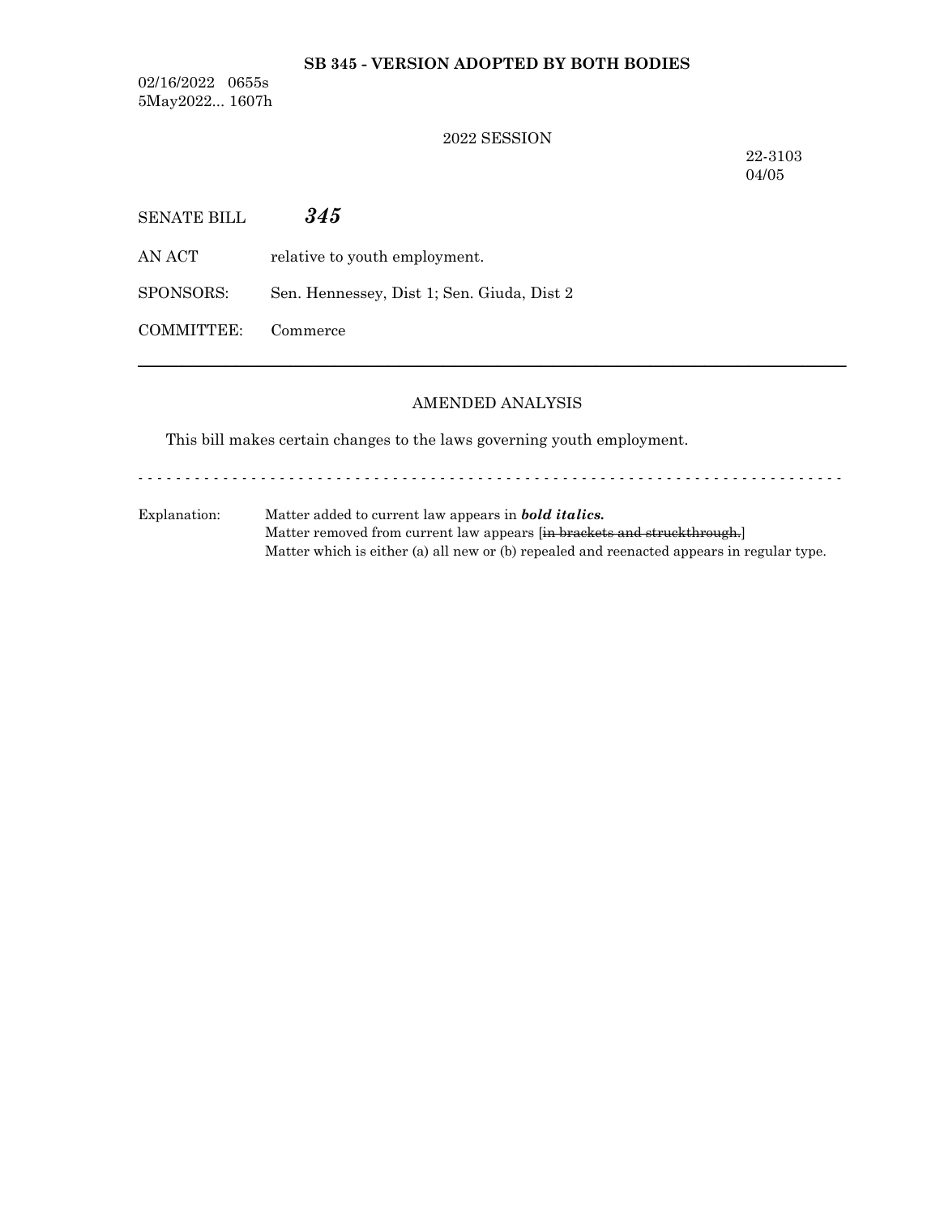**SB 345 - VERSION ADOPTED BY BOTH BODIES**

02/16/2022 0655s
5May2022... 1607h

2022 SESSION

22-3103
04/05

SENATE BILL ***345***

AN ACT relative to youth employment.

SPONSORS: Sen. Hennessey, Dist 1; Sen. Giuda, Dist 2

COMMITTEE: Commerce

---

AMENDED ANALYSIS

This bill makes certain changes to the laws governing youth employment.

- - - - - - - - - - - - - - - - - - - - - - - - - - - - - - - - - - - - - - - - - - - - - - - - - - - - - - - - - - - - - - - - - - - - - - - - - - -

Explanation: Matter added to current law appears in ***bold italics.***
Matter removed from current law appears [~~in brackets and struckthrough.~~]
Matter which is either (a) all new or (b) repealed and reenacted appears in regular type.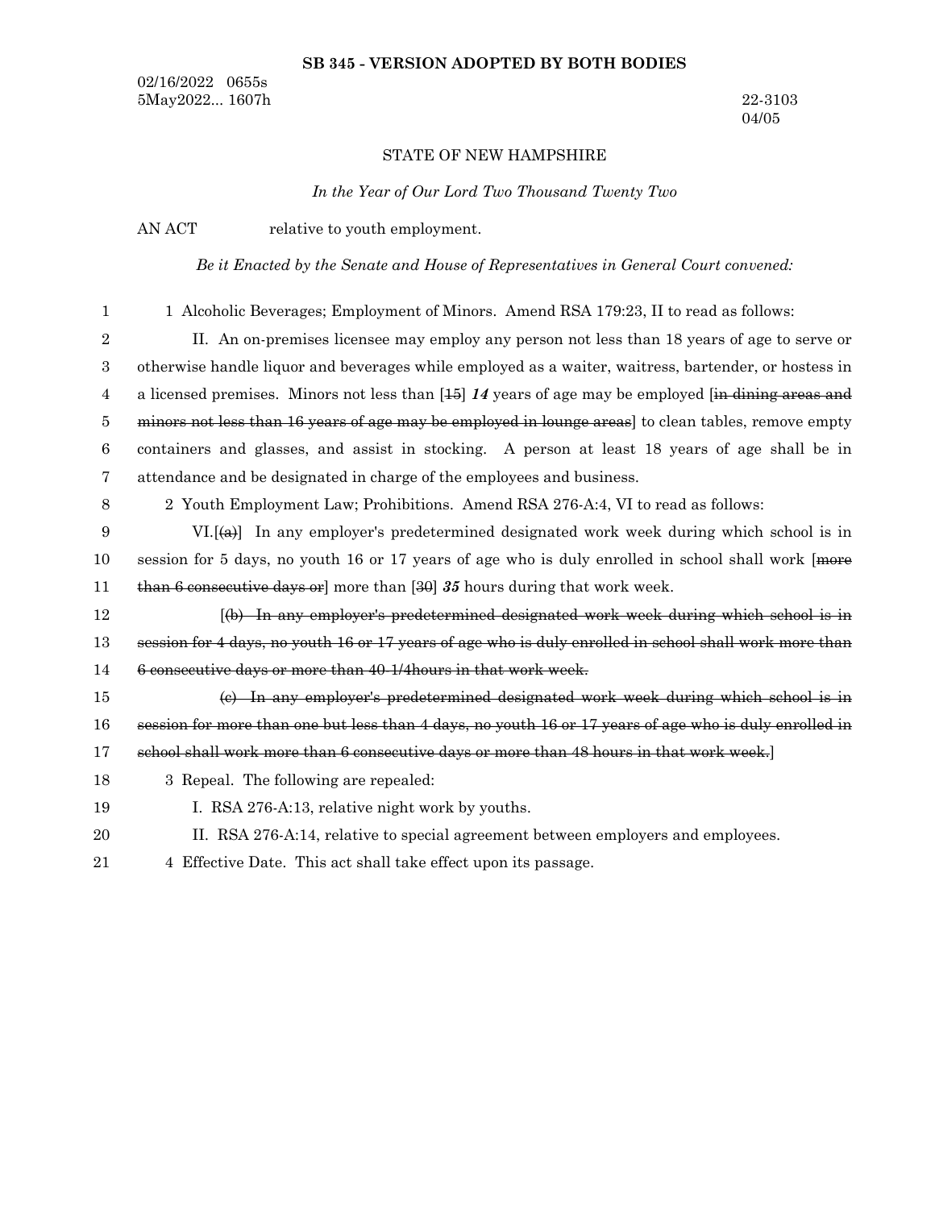**SB 345 - VERSION ADOPTED BY BOTH BODIES**

02/16/2022 0655s
5May2022... 1607h

22-3103
04/05

STATE OF NEW HAMPSHIRE

*In the Year of Our Lord Two Thousand Twenty Two*

AN ACT relative to youth employment.

*Be it Enacted by the Senate and House of Representatives in General Court convened:*

1 Alcoholic Beverages; Employment of Minors. Amend RSA 179:23, II to read as follows:

II. An on-premises licensee may employ any person not less than 18 years of age to serve or otherwise handle liquor and beverages while employed as a waiter, waitress, bartender, or hostess in a licensed premises. Minors not less than [~~15~~] ***14*** years of age may be employed [~~in dining areas and minors not less than 16 years of age may be employed in lounge areas~~] to clean tables, remove empty containers and glasses, and assist in stocking. A person at least 18 years of age shall be in attendance and be designated in charge of the employees and business.

2 Youth Employment Law; Prohibitions. Amend RSA 276-A:4, VI to read as follows:

VI.[~~(a)~~] In any employer's predetermined designated work week during which school is in session for 5 days, no youth 16 or 17 years of age who is duly enrolled in school shall work [~~more than 6 consecutive days or~~] more than [~~30~~] ***35*** hours during that work week.

[~~(b) In any employer's predetermined designated work week during which school is in session for 4 days, no youth 16 or 17 years of age who is duly enrolled in school shall work more than 6 consecutive days or more than 40-1/4hours in that work week.~~

~~(c) In any employer's predetermined designated work week during which school is in session for more than one but less than 4 days, no youth 16 or 17 years of age who is duly enrolled in school shall work more than 6 consecutive days or more than 48 hours in that work week.~~]

3 Repeal. The following are repealed:

I. RSA 276-A:13, relative night work by youths.

II. RSA 276-A:14, relative to special agreement between employers and employees.

4 Effective Date. This act shall take effect upon its passage.